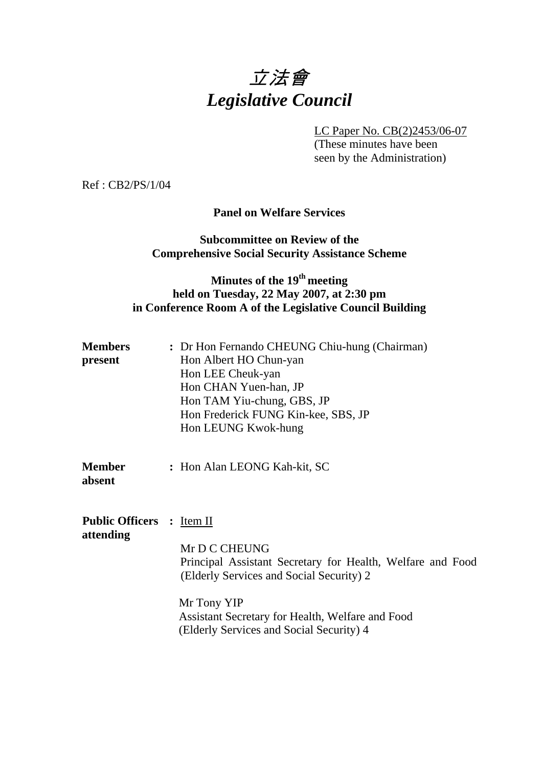# 立法會
# *Legislative Council*

LC Paper No. CB(2)2453/06-07
(These minutes have been seen by the Administration)

Ref : CB2/PS/1/04

**Panel on Welfare Services**

**Subcommittee on Review of the Comprehensive Social Security Assistance Scheme**

**Minutes of the 19th meeting held on Tuesday, 22 May 2007, at 2:30 pm in Conference Room A of the Legislative Council Building**

**Members present** : Dr Hon Fernando CHEUNG Chiu-hung (Chairman)
Hon Albert HO Chun-yan
Hon LEE Cheuk-yan
Hon CHAN Yuen-han, JP
Hon TAM Yiu-chung, GBS, JP
Hon Frederick FUNG Kin-kee, SBS, JP
Hon LEUNG Kwok-hung

**Member absent** : Hon Alan LEONG Kah-kit, SC

**Public Officers attending** : Item II

Mr D C CHEUNG
Principal Assistant Secretary for Health, Welfare and Food (Elderly Services and Social Security) 2

Mr Tony YIP
Assistant Secretary for Health, Welfare and Food (Elderly Services and Social Security) 4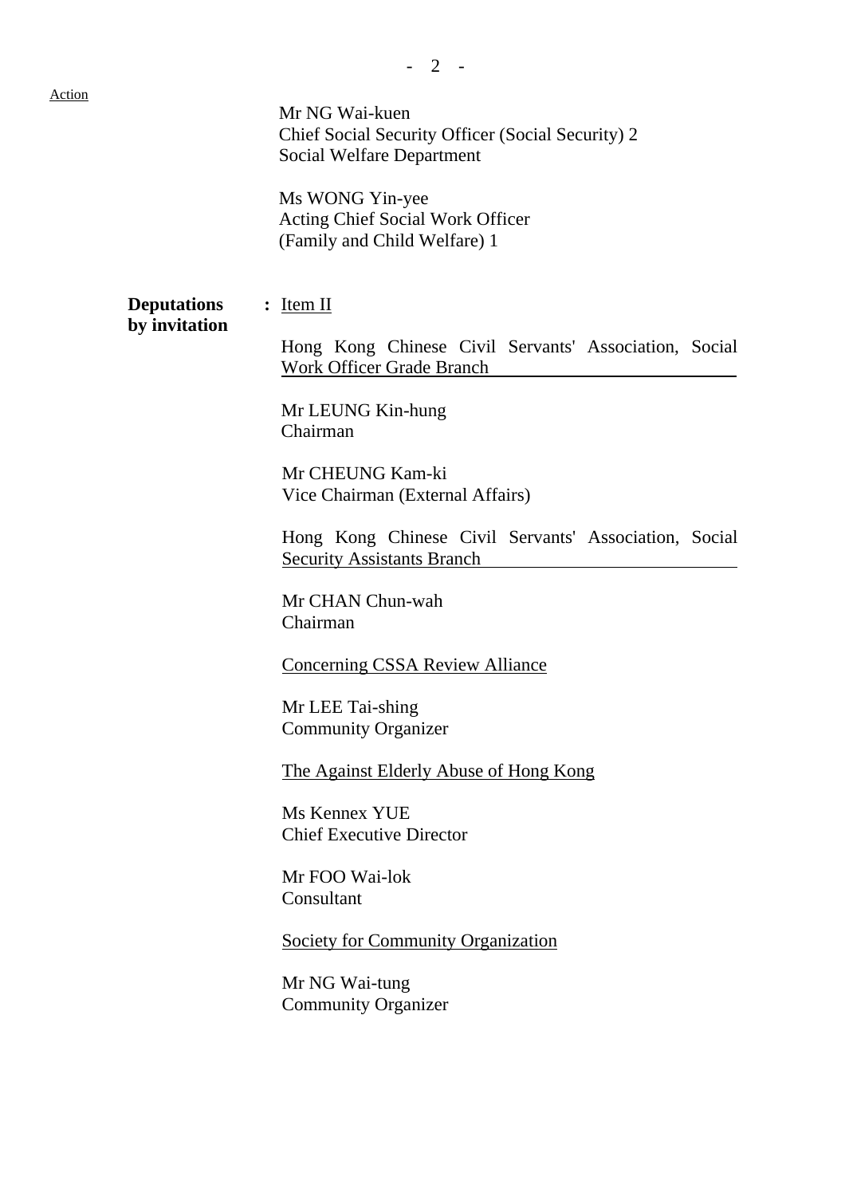Action

Mr NG Wai-kuen
Chief Social Security Officer (Social Security) 2
Social Welfare Department

Ms WONG Yin-yee
Acting Chief Social Work Officer
(Family and Child Welfare) 1

**Deputations by invitation** : Item II

Hong Kong Chinese Civil Servants' Association, Social Work Officer Grade Branch

Mr LEUNG Kin-hung
Chairman

Mr CHEUNG Kam-ki
Vice Chairman (External Affairs)

Hong Kong Chinese Civil Servants' Association, Social Security Assistants Branch

Mr CHAN Chun-wah
Chairman

Concerning CSSA Review Alliance

Mr LEE Tai-shing
Community Organizer

The Against Elderly Abuse of Hong Kong

Ms Kennex YUE
Chief Executive Director

Mr FOO Wai-lok
Consultant

Society for Community Organization

Mr NG Wai-tung
Community Organizer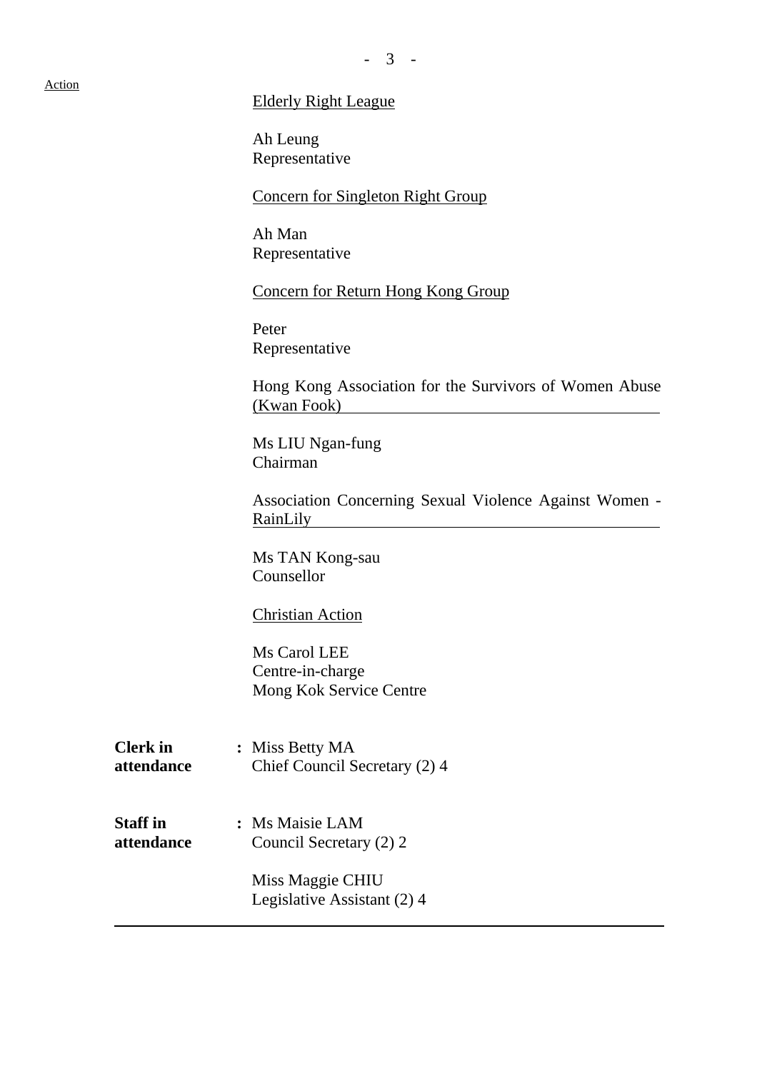Action

<u>Elderly Right League</u>

Ah Leung
Representative

<u>Concern for Singleton Right Group</u>

Ah Man
Representative

<u>Concern for Return Hong Kong Group</u>

Peter
Representative

<u>Hong Kong Association for the Survivors of Women Abuse (Kwan Fook)</u>

Ms LIU Ngan-fung
Chairman

<u>Association Concerning Sexual Violence Against Women - RainLily</u>

Ms TAN Kong-sau
Counsellor

<u>Christian Action</u>

Ms Carol LEE
Centre-in-charge
Mong Kok Service Centre

**Clerk in attendance** : Miss Betty MA
Chief Council Secretary (2) 4

**Staff in attendance** : Ms Maisie LAM
Council Secretary (2) 2

Miss Maggie CHIU
Legislative Assistant (2) 4

---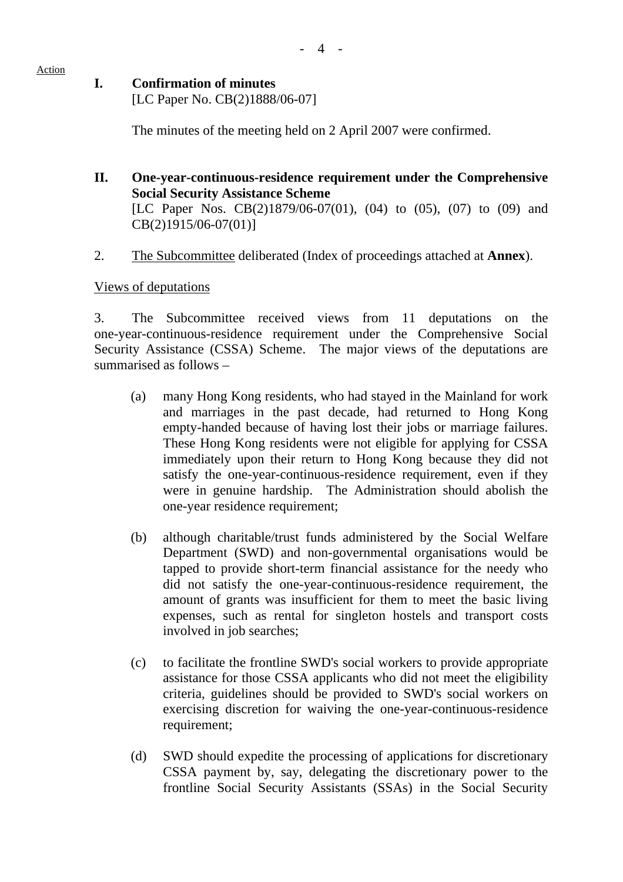Action

**I. Confirmation of minutes**
[LC Paper No. CB(2)1888/06-07]

The minutes of the meeting held on 2 April 2007 were confirmed.

**II. One-year-continuous-residence requirement under the Comprehensive Social Security Assistance Scheme**
[LC Paper Nos. CB(2)1879/06-07(01), (04) to (05), (07) to (09) and CB(2)1915/06-07(01)]

2. The Subcommittee deliberated (Index of proceedings attached at **Annex**).

Views of deputations

3. The Subcommittee received views from 11 deputations on the one-year-continuous-residence requirement under the Comprehensive Social Security Assistance (CSSA) Scheme. The major views of the deputations are summarised as follows –

(a) many Hong Kong residents, who had stayed in the Mainland for work and marriages in the past decade, had returned to Hong Kong empty-handed because of having lost their jobs or marriage failures. These Hong Kong residents were not eligible for applying for CSSA immediately upon their return to Hong Kong because they did not satisfy the one-year-continuous-residence requirement, even if they were in genuine hardship. The Administration should abolish the one-year residence requirement;

(b) although charitable/trust funds administered by the Social Welfare Department (SWD) and non-governmental organisations would be tapped to provide short-term financial assistance for the needy who did not satisfy the one-year-continuous-residence requirement, the amount of grants was insufficient for them to meet the basic living expenses, such as rental for singleton hostels and transport costs involved in job searches;

(c) to facilitate the frontline SWD's social workers to provide appropriate assistance for those CSSA applicants who did not meet the eligibility criteria, guidelines should be provided to SWD's social workers on exercising discretion for waiving the one-year-continuous-residence requirement;

(d) SWD should expedite the processing of applications for discretionary CSSA payment by, say, delegating the discretionary power to the frontline Social Security Assistants (SSAs) in the Social Security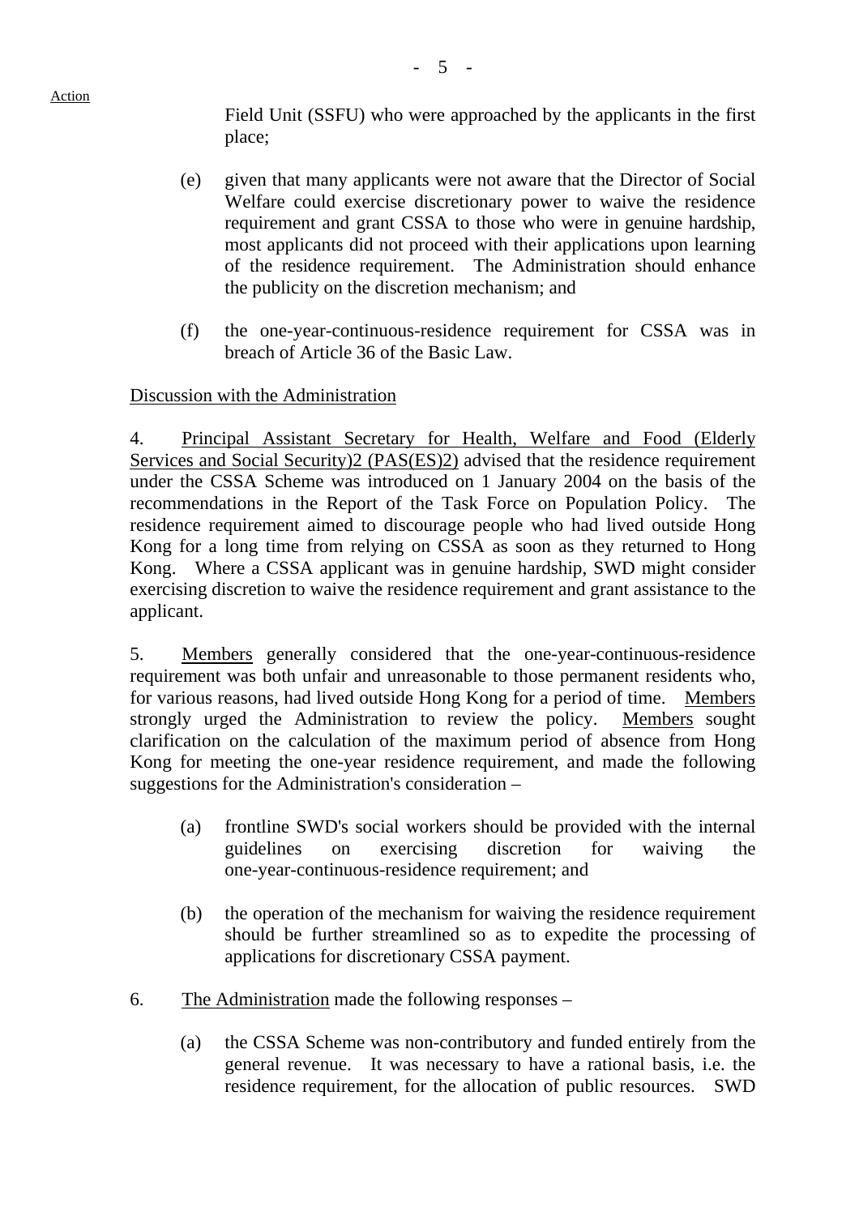Field Unit (SSFU) who were approached by the applicants in the first place;

(e) given that many applicants were not aware that the Director of Social Welfare could exercise discretionary power to waive the residence requirement and grant CSSA to those who were in genuine hardship, most applicants did not proceed with their applications upon learning of the residence requirement. The Administration should enhance the publicity on the discretion mechanism; and

(f) the one-year-continuous-residence requirement for CSSA was in breach of Article 36 of the Basic Law.

Discussion with the Administration

4. Principal Assistant Secretary for Health, Welfare and Food (Elderly Services and Social Security)2 (PAS(ES)2) advised that the residence requirement under the CSSA Scheme was introduced on 1 January 2004 on the basis of the recommendations in the Report of the Task Force on Population Policy. The residence requirement aimed to discourage people who had lived outside Hong Kong for a long time from relying on CSSA as soon as they returned to Hong Kong. Where a CSSA applicant was in genuine hardship, SWD might consider exercising discretion to waive the residence requirement and grant assistance to the applicant.

5. Members generally considered that the one-year-continuous-residence requirement was both unfair and unreasonable to those permanent residents who, for various reasons, had lived outside Hong Kong for a period of time. Members strongly urged the Administration to review the policy. Members sought clarification on the calculation of the maximum period of absence from Hong Kong for meeting the one-year residence requirement, and made the following suggestions for the Administration's consideration –

(a) frontline SWD's social workers should be provided with the internal guidelines on exercising discretion for waiving the one-year-continuous-residence requirement; and

(b) the operation of the mechanism for waiving the residence requirement should be further streamlined so as to expedite the processing of applications for discretionary CSSA payment.

6. The Administration made the following responses –

(a) the CSSA Scheme was non-contributory and funded entirely from the general revenue. It was necessary to have a rational basis, i.e. the residence requirement, for the allocation of public resources. SWD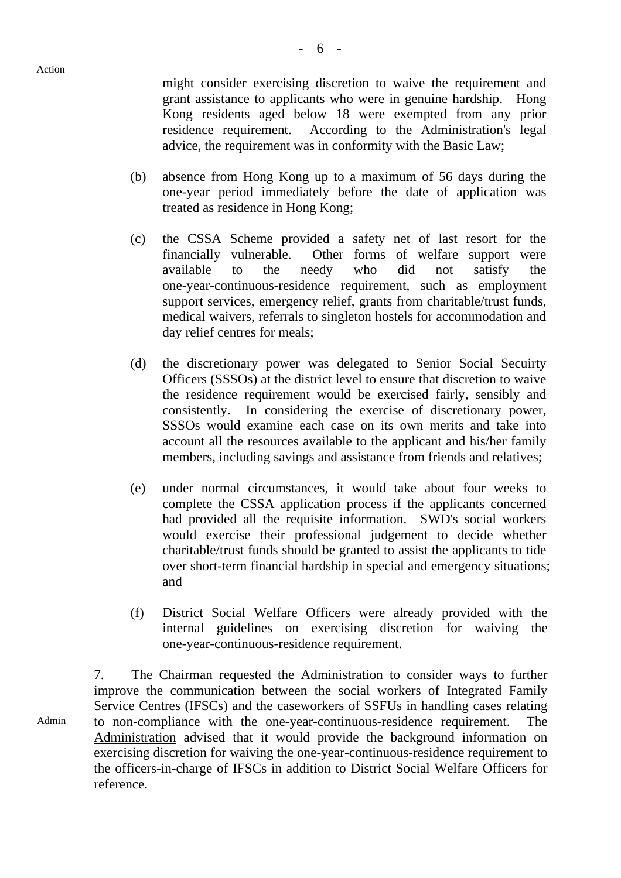Action

might consider exercising discretion to waive the requirement and grant assistance to applicants who were in genuine hardship. Hong Kong residents aged below 18 were exempted from any prior residence requirement. According to the Administration's legal advice, the requirement was in conformity with the Basic Law;

(b) absence from Hong Kong up to a maximum of 56 days during the one-year period immediately before the date of application was treated as residence in Hong Kong;

(c) the CSSA Scheme provided a safety net of last resort for the financially vulnerable. Other forms of welfare support were available to the needy who did not satisfy the one-year-continuous-residence requirement, such as employment support services, emergency relief, grants from charitable/trust funds, medical waivers, referrals to singleton hostels for accommodation and day relief centres for meals;

(d) the discretionary power was delegated to Senior Social Secuirty Officers (SSSOs) at the district level to ensure that discretion to waive the residence requirement would be exercised fairly, sensibly and consistently. In considering the exercise of discretionary power, SSSOs would examine each case on its own merits and take into account all the resources available to the applicant and his/her family members, including savings and assistance from friends and relatives;

(e) under normal circumstances, it would take about four weeks to complete the CSSA application process if the applicants concerned had provided all the requisite information. SWD's social workers would exercise their professional judgement to decide whether charitable/trust funds should be granted to assist the applicants to tide over short-term financial hardship in special and emergency situations; and

(f) District Social Welfare Officers were already provided with the internal guidelines on exercising discretion for waiving the one-year-continuous-residence requirement.

7. The Chairman requested the Administration to consider ways to further improve the communication between the social workers of Integrated Family Service Centres (IFSCs) and the caseworkers of SSFUs in handling cases relating to non-compliance with the one-year-continuous-residence requirement. The Administration advised that it would provide the background information on exercising discretion for waiving the one-year-continuous-residence requirement to the officers-in-charge of IFSCs in addition to District Social Welfare Officers for reference.

Admin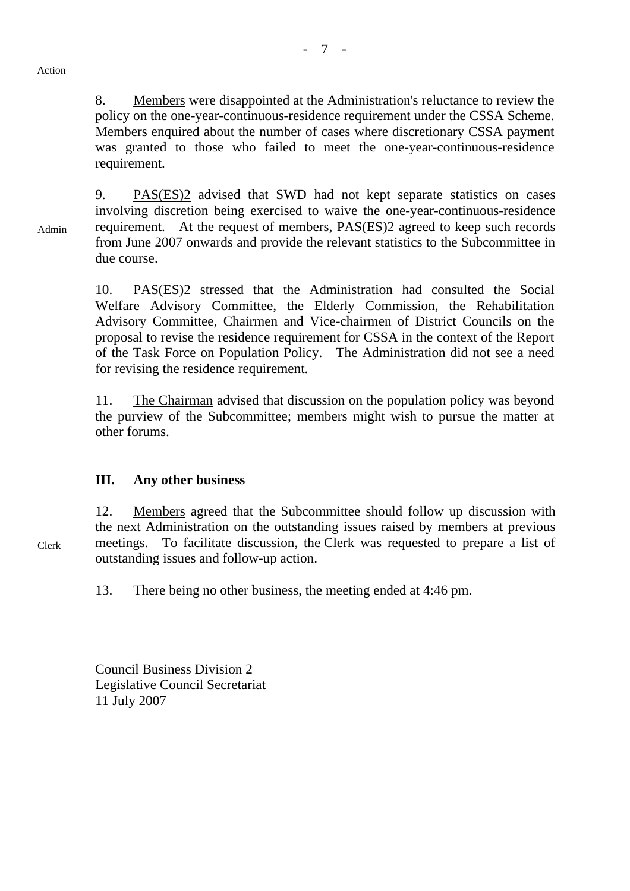Action

8. Members were disappointed at the Administration's reluctance to review the policy on the one-year-continuous-residence requirement under the CSSA Scheme. Members enquired about the number of cases where discretionary CSSA payment was granted to those who failed to meet the one-year-continuous-residence requirement.

Admin

9. PAS(ES)2 advised that SWD had not kept separate statistics on cases involving discretion being exercised to waive the one-year-continuous-residence requirement. At the request of members, PAS(ES)2 agreed to keep such records from June 2007 onwards and provide the relevant statistics to the Subcommittee in due course.

10. PAS(ES)2 stressed that the Administration had consulted the Social Welfare Advisory Committee, the Elderly Commission, the Rehabilitation Advisory Committee, Chairmen and Vice-chairmen of District Councils on the proposal to revise the residence requirement for CSSA in the context of the Report of the Task Force on Population Policy. The Administration did not see a need for revising the residence requirement.

11. The Chairman advised that discussion on the population policy was beyond the purview of the Subcommittee; members might wish to pursue the matter at other forums.

### III. Any other business

Clerk

12. Members agreed that the Subcommittee should follow up discussion with the next Administration on the outstanding issues raised by members at previous meetings. To facilitate discussion, the Clerk was requested to prepare a list of outstanding issues and follow-up action.

13. There being no other business, the meeting ended at 4:46 pm.

Council Business Division 2
Legislative Council Secretariat
11 July 2007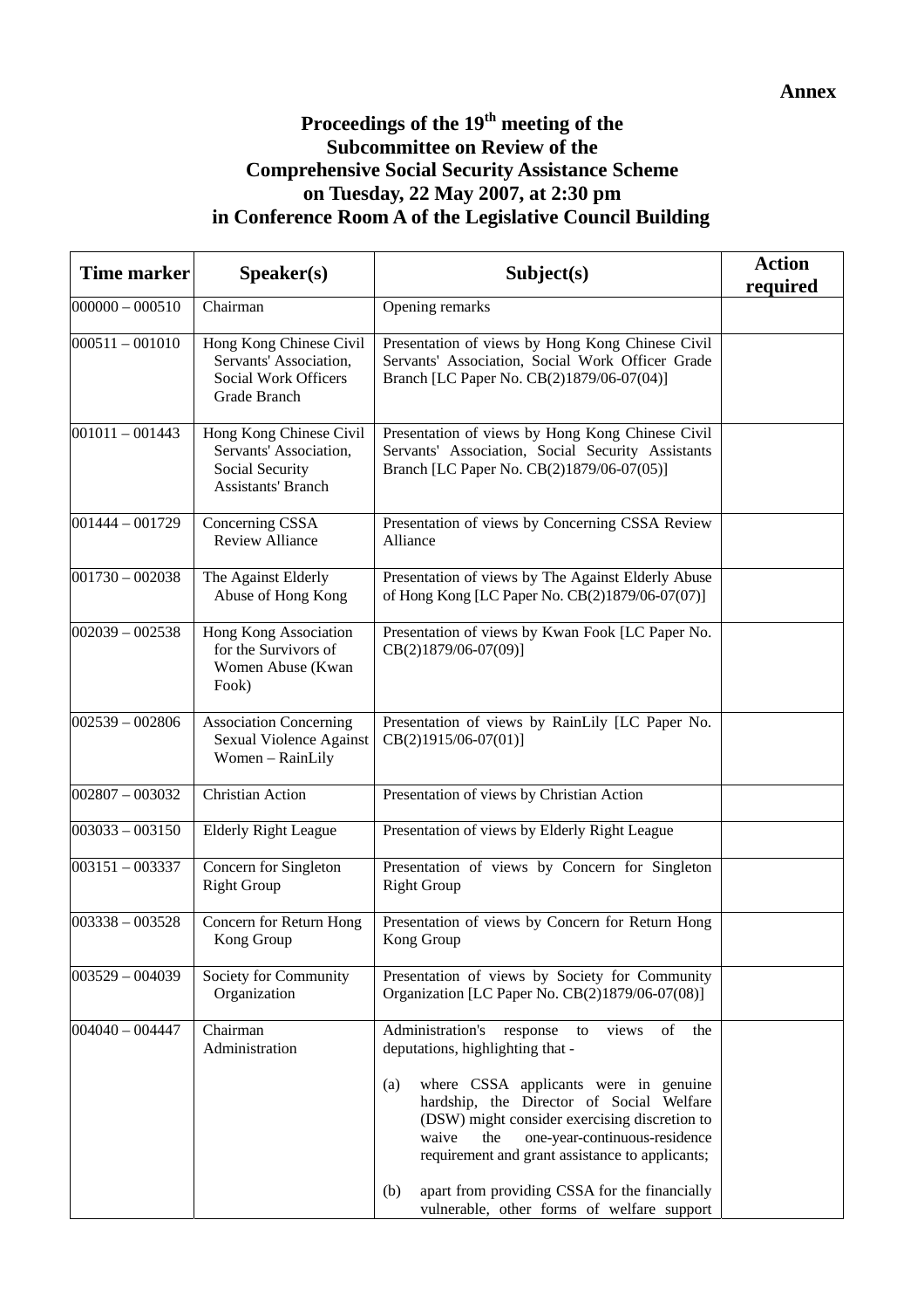**Annex**

# Proceedings of the 19th meeting of the Subcommittee on Review of the Comprehensive Social Security Assistance Scheme on Tuesday, 22 May 2007, at 2:30 pm in Conference Room A of the Legislative Council Building

| Time marker | Speaker(s) | Subject(s) | Action required |
|---|---|---|---|
| 000000 – 000510 | Chairman | Opening remarks | |
| 000511 – 001010 | Hong Kong Chinese Civil Servants' Association, Social Work Officers Grade Branch | Presentation of views by Hong Kong Chinese Civil Servants' Association, Social Work Officer Grade Branch [LC Paper No. CB(2)1879/06-07(04)] | |
| 001011 – 001443 | Hong Kong Chinese Civil Servants' Association, Social Security Assistants' Branch | Presentation of views by Hong Kong Chinese Civil Servants' Association, Social Security Assistants Branch [LC Paper No. CB(2)1879/06-07(05)] | |
| 001444 – 001729 | Concerning CSSA Review Alliance | Presentation of views by Concerning CSSA Review Alliance | |
| 001730 – 002038 | The Against Elderly Abuse of Hong Kong | Presentation of views by The Against Elderly Abuse of Hong Kong [LC Paper No. CB(2)1879/06-07(07)] | |
| 002039 – 002538 | Hong Kong Association for the Survivors of Women Abuse (Kwan Fook) | Presentation of views by Kwan Fook [LC Paper No. CB(2)1879/06-07(09)] | |
| 002539 – 002806 | Association Concerning Sexual Violence Against Women – RainLily | Presentation of views by RainLily [LC Paper No. CB(2)1915/06-07(01)] | |
| 002807 – 003032 | Christian Action | Presentation of views by Christian Action | |
| 003033 – 003150 | Elderly Right League | Presentation of views by Elderly Right League | |
| 003151 – 003337 | Concern for Singleton Right Group | Presentation of views by Concern for Singleton Right Group | |
| 003338 – 003528 | Concern for Return Hong Kong Group | Presentation of views by Concern for Return Hong Kong Group | |
| 003529 – 004039 | Society for Community Organization | Presentation of views by Society for Community Organization [LC Paper No. CB(2)1879/06-07(08)] | |
| 004040 – 004447 | Chairman<br>Administration | Administration's response to views of the deputations, highlighting that -<br><br>(a) where CSSA applicants were in genuine hardship, the Director of Social Welfare (DSW) might consider exercising discretion to waive the one-year-continuous-residence requirement and grant assistance to applicants;<br><br>(b) apart from providing CSSA for the financially vulnerable, other forms of welfare support | |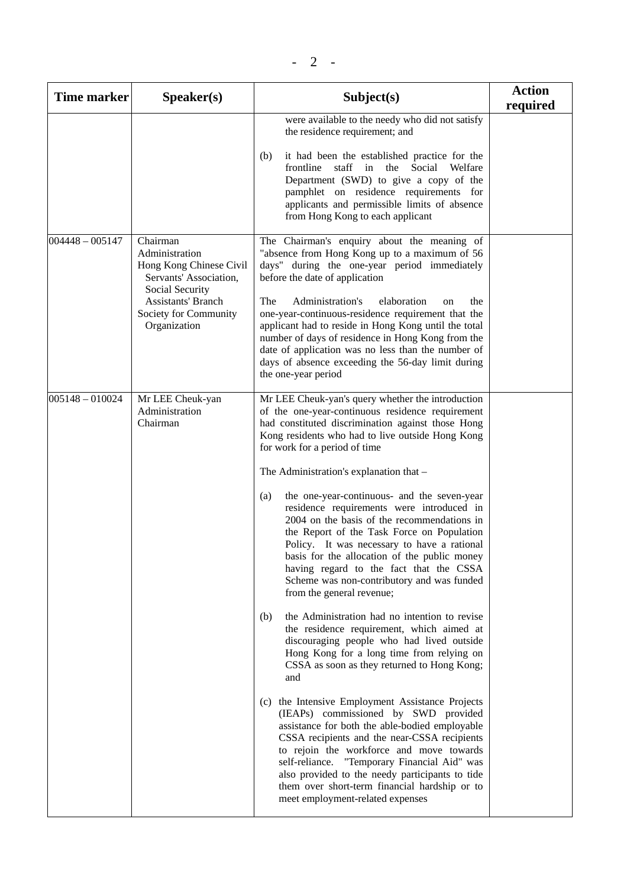| Time marker | Speaker(s) | Subject(s) | Action required |
|---|---|---|---|
| | | were available to the needy who did not satisfy the residence requirement; and<br><br>(b) it had been the established practice for the frontline staff in the Social Welfare Department (SWD) to give a copy of the pamphlet on residence requirements for applicants and permissible limits of absence from Hong Kong to each applicant | |
| 004448 – 005147 | Chairman<br>Administration<br>Hong Kong Chinese Civil Servants' Association, Social Security Assistants' Branch<br>Society for Community Organization | The Chairman's enquiry about the meaning of "absence from Hong Kong up to a maximum of 56 days" during the one-year period immediately before the date of application<br><br>The Administration's elaboration on the one-year-continuous-residence requirement that the applicant had to reside in Hong Kong until the total number of days of residence in Hong Kong from the date of application was no less than the number of days of absence exceeding the 56-day limit during the one-year period | |
| 005148 – 010024 | Mr LEE Cheuk-yan<br>Administration<br>Chairman | Mr LEE Cheuk-yan's query whether the introduction of the one-year-continuous residence requirement had constituted discrimination against those Hong Kong residents who had to live outside Hong Kong for work for a period of time<br><br>The Administration's explanation that –<br><br>(a) the one-year-continuous- and the seven-year residence requirements were introduced in 2004 on the basis of the recommendations in the Report of the Task Force on Population Policy. It was necessary to have a rational basis for the allocation of the public money having regard to the fact that the CSSA Scheme was non-contributory and was funded from the general revenue;<br><br>(b) the Administration had no intention to revise the residence requirement, which aimed at discouraging people who had lived outside Hong Kong for a long time from relying on CSSA as soon as they returned to Hong Kong; and<br><br>(c) the Intensive Employment Assistance Projects (IEAPs) commissioned by SWD provided assistance for both the able-bodied employable CSSA recipients and the near-CSSA recipients to rejoin the workforce and move towards self-reliance. "Temporary Financial Aid" was also provided to the needy participants to tide them over short-term financial hardship or to meet employment-related expenses | |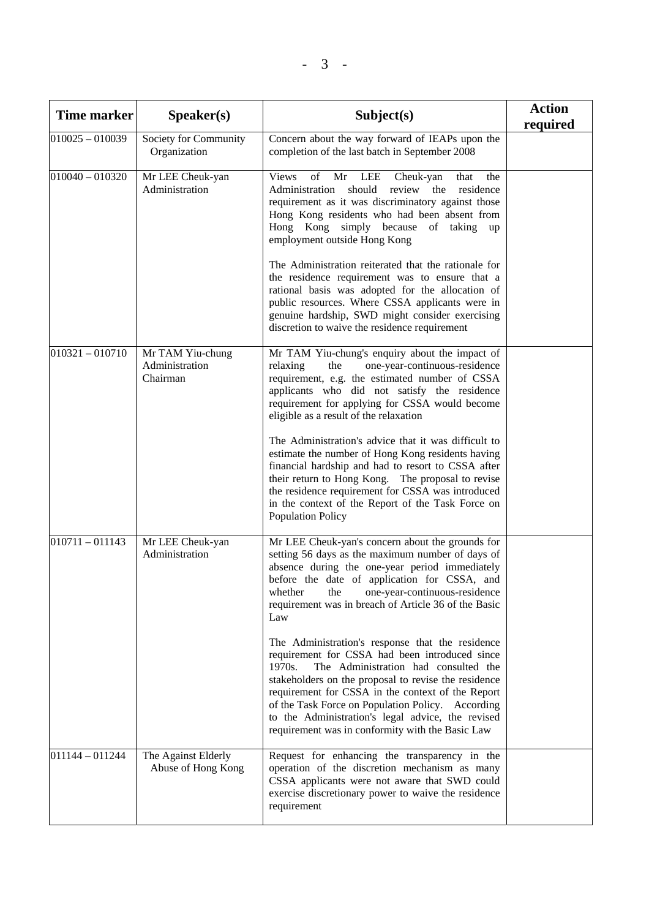| Time marker | Speaker(s) | Subject(s) | Action required |
|---|---|---|---|
| 010025 – 010039 | Society for Community Organization | Concern about the way forward of IEAPs upon the completion of the last batch in September 2008 | |
| 010040 – 010320 | Mr LEE Cheuk-yan<br>Administration | Views of Mr LEE Cheuk-yan that the Administration should review the residence requirement as it was discriminatory against those Hong Kong residents who had been absent from Hong Kong simply because of taking up employment outside Hong Kong<br><br>The Administration reiterated that the rationale for the residence requirement was to ensure that a rational basis was adopted for the allocation of public resources. Where CSSA applicants were in genuine hardship, SWD might consider exercising discretion to waive the residence requirement | |
| 010321 – 010710 | Mr TAM Yiu-chung<br>Administration<br>Chairman | Mr TAM Yiu-chung's enquiry about the impact of relaxing the one-year-continuous-residence requirement, e.g. the estimated number of CSSA applicants who did not satisfy the residence requirement for applying for CSSA would become eligible as a result of the relaxation<br><br>The Administration's advice that it was difficult to estimate the number of Hong Kong residents having financial hardship and had to resort to CSSA after their return to Hong Kong. The proposal to revise the residence requirement for CSSA was introduced in the context of the Report of the Task Force on Population Policy | |
| 010711 – 011143 | Mr LEE Cheuk-yan<br>Administration | Mr LEE Cheuk-yan's concern about the grounds for setting 56 days as the maximum number of days of absence during the one-year period immediately before the date of application for CSSA, and whether the one-year-continuous-residence requirement was in breach of Article 36 of the Basic Law<br><br>The Administration's response that the residence requirement for CSSA had been introduced since 1970s. The Administration had consulted the stakeholders on the proposal to revise the residence requirement for CSSA in the context of the Report of the Task Force on Population Policy. According to the Administration's legal advice, the revised requirement was in conformity with the Basic Law | |
| 011144 – 011244 | The Against Elderly Abuse of Hong Kong | Request for enhancing the transparency in the operation of the discretion mechanism as many CSSA applicants were not aware that SWD could exercise discretionary power to waive the residence requirement | |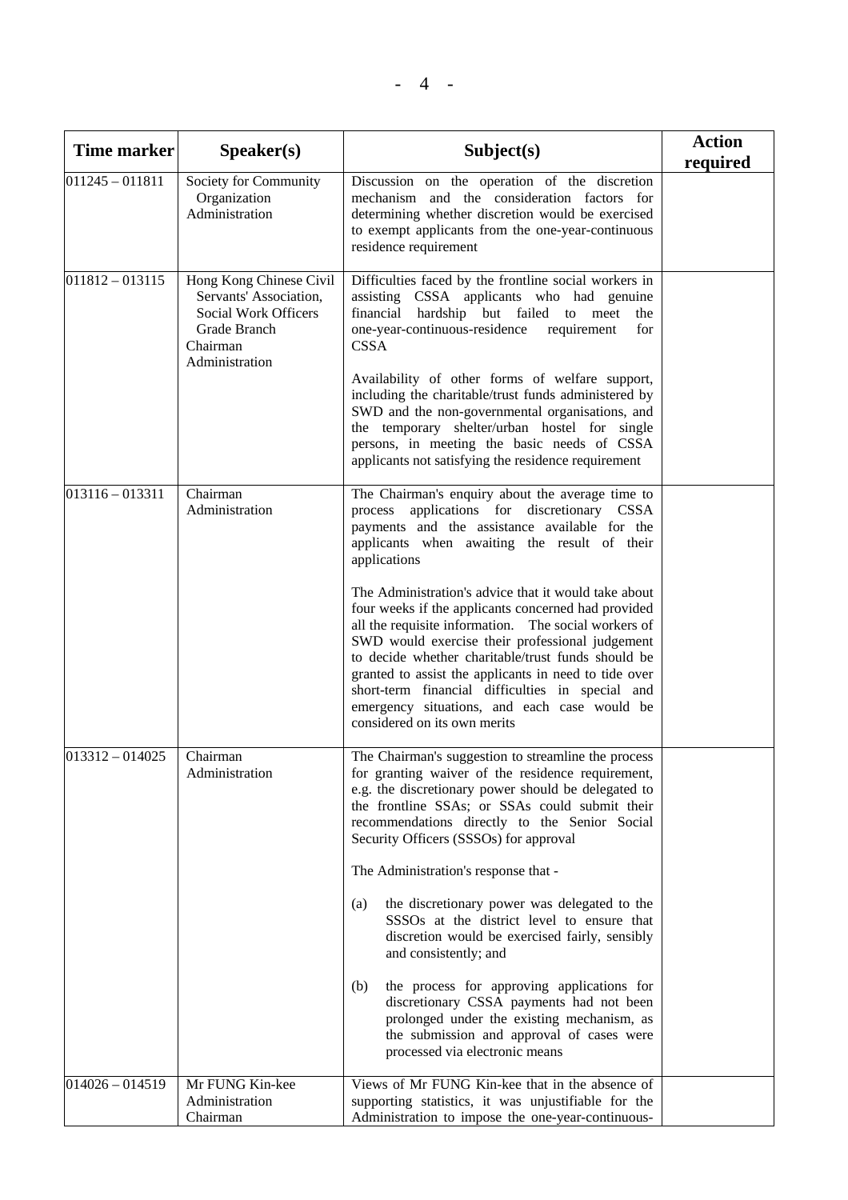| Time marker | Speaker(s) | Subject(s) | Action required |
|---|---|---|---|
| 011245 – 011811 | Society for Community Organization<br>Administration | Discussion on the operation of the discretion mechanism and the consideration factors for determining whether discretion would be exercised to exempt applicants from the one-year-continuous residence requirement | |
| 011812 – 013115 | Hong Kong Chinese Civil Servants' Association, Social Work Officers Grade Branch<br>Chairman<br>Administration | Difficulties faced by the frontline social workers in assisting CSSA applicants who had genuine financial hardship but failed to meet the one-year-continuous-residence requirement for CSSA<br><br>Availability of other forms of welfare support, including the charitable/trust funds administered by SWD and the non-governmental organisations, and the temporary shelter/urban hostel for single persons, in meeting the basic needs of CSSA applicants not satisfying the residence requirement | |
| 013116 – 013311 | Chairman<br>Administration | The Chairman's enquiry about the average time to process applications for discretionary CSSA payments and the assistance available for the applicants when awaiting the result of their applications<br><br>The Administration's advice that it would take about four weeks if the applicants concerned had provided all the requisite information. The social workers of SWD would exercise their professional judgement to decide whether charitable/trust funds should be granted to assist the applicants in need to tide over short-term financial difficulties in special and emergency situations, and each case would be considered on its own merits | |
| 013312 – 014025 | Chairman<br>Administration | The Chairman's suggestion to streamline the process for granting waiver of the residence requirement, e.g. the discretionary power should be delegated to the frontline SSAs; or SSAs could submit their recommendations directly to the Senior Social Security Officers (SSSOs) for approval<br><br>The Administration's response that -<br><br>(a) the discretionary power was delegated to the SSSOs at the district level to ensure that discretion would be exercised fairly, sensibly and consistently; and<br><br>(b) the process for approving applications for discretionary CSSA payments had not been prolonged under the existing mechanism, as the submission and approval of cases were processed via electronic means | |
| 014026 – 014519 | Mr FUNG Kin-kee<br>Administration<br>Chairman | Views of Mr FUNG Kin-kee that in the absence of supporting statistics, it was unjustifiable for the Administration to impose the one-year-continuous- | |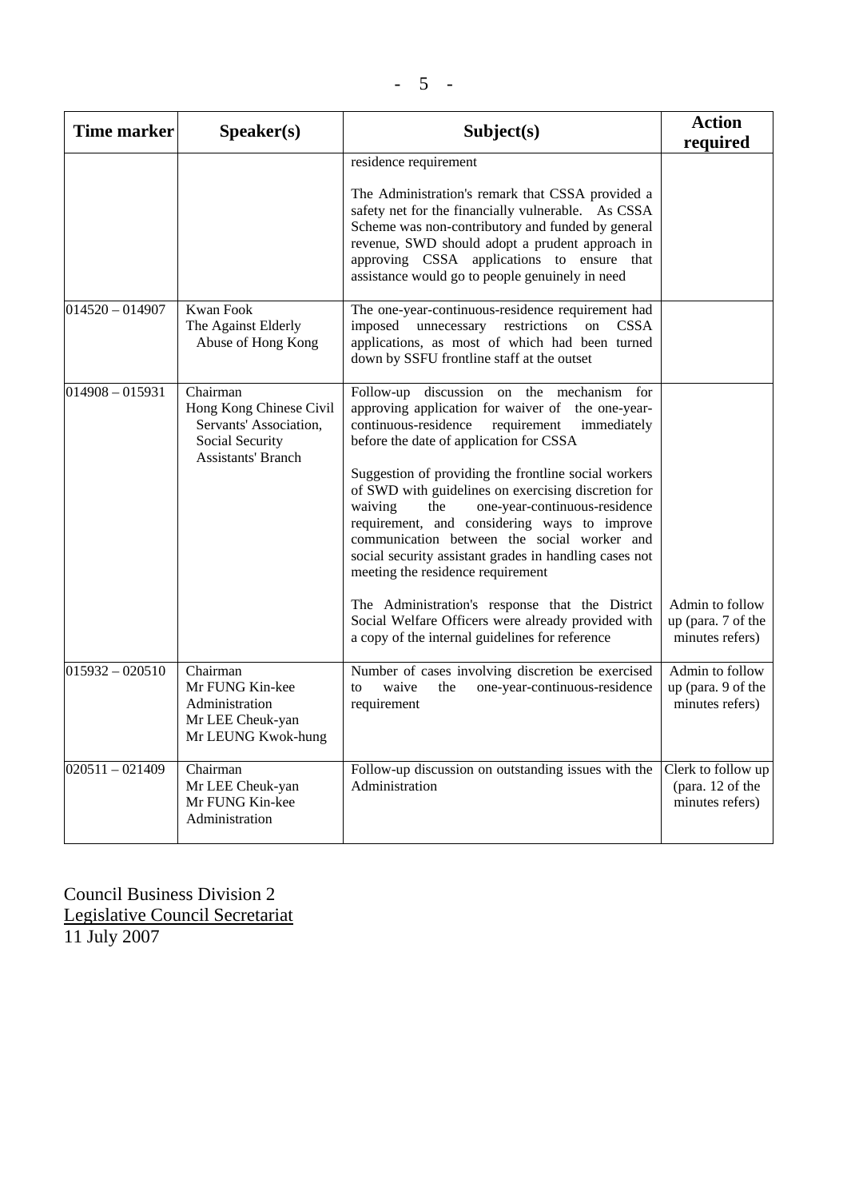| Time marker | Speaker(s) | Subject(s) | Action required |
|---|---|---|---|
| | | residence requirement<br><br>The Administration's remark that CSSA provided a safety net for the financially vulnerable. As CSSA Scheme was non-contributory and funded by general revenue, SWD should adopt a prudent approach in approving CSSA applications to ensure that assistance would go to people genuinely in need | |
| 014520 – 014907 | Kwan Fook<br>The Against Elderly Abuse of Hong Kong | The one-year-continuous-residence requirement had imposed unnecessary restrictions on CSSA applications, as most of which had been turned down by SSFU frontline staff at the outset | |
| 014908 – 015931 | Chairman<br>Hong Kong Chinese Civil Servants' Association, Social Security Assistants' Branch | Follow-up discussion on the mechanism for approving application for waiver of the one-year-continuous-residence requirement immediately before the date of application for CSSA<br><br>Suggestion of providing the frontline social workers of SWD with guidelines on exercising discretion for waiving the one-year-continuous-residence requirement, and considering ways to improve communication between the social worker and social security assistant grades in handling cases not meeting the residence requirement<br><br>The Administration's response that the District Social Welfare Officers were already provided with a copy of the internal guidelines for reference | Admin to follow up (para. 7 of the minutes refers) |
| 015932 – 020510 | Chairman<br>Mr FUNG Kin-kee<br>Administration<br>Mr LEE Cheuk-yan<br>Mr LEUNG Kwok-hung | Number of cases involving discretion be exercised to waive the one-year-continuous-residence requirement | Admin to follow up (para. 9 of the minutes refers) |
| 020511 – 021409 | Chairman<br>Mr LEE Cheuk-yan<br>Mr FUNG Kin-kee<br>Administration | Follow-up discussion on outstanding issues with the Administration | Clerk to follow up (para. 12 of the minutes refers) |

Council Business Division 2
Legislative Council Secretariat
11 July 2007